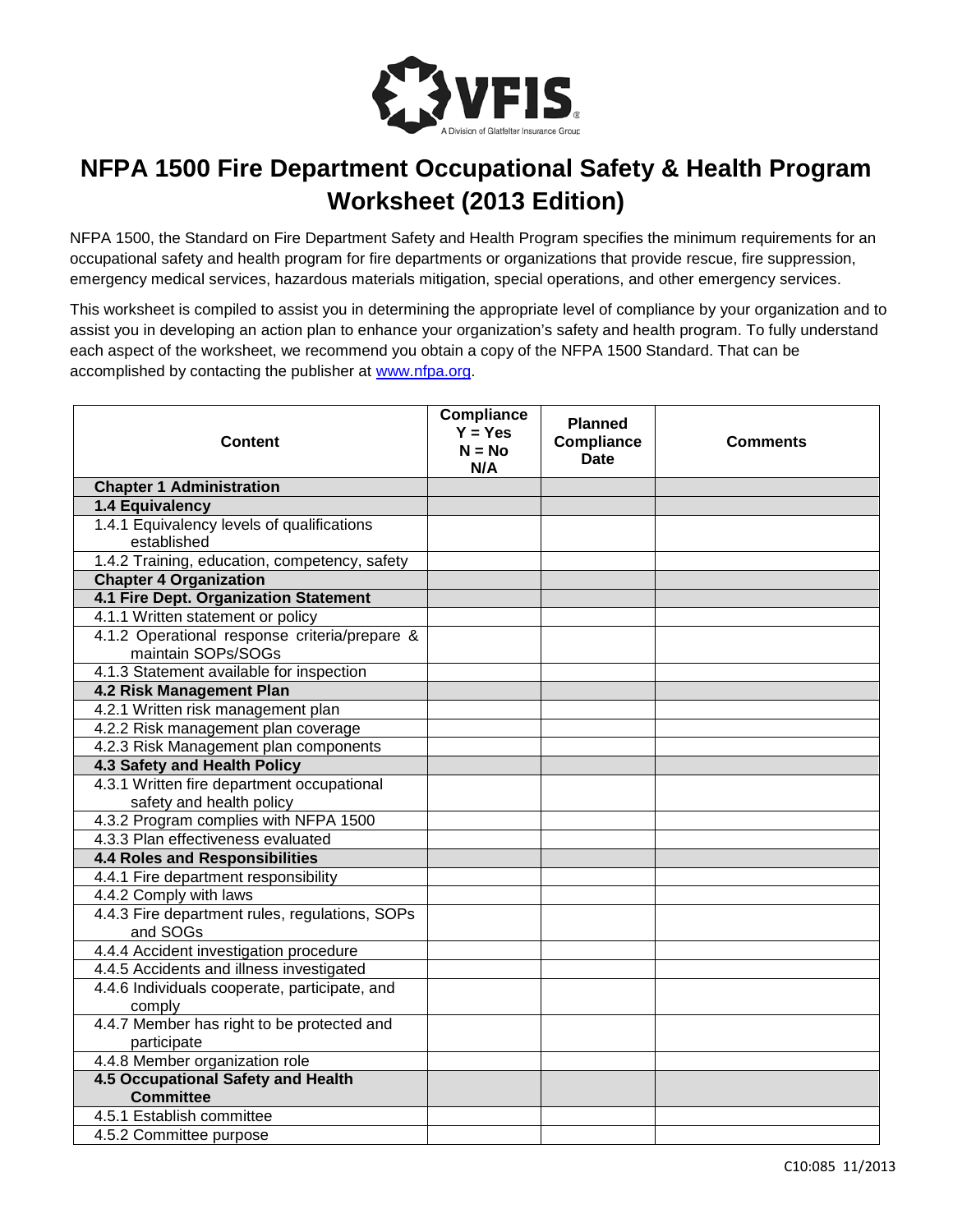# NFPA 1500 Fire Department Occupational Safety & Health Program Worksheet (2013 Edition)

NFPA 1500, the Standard on Fire Department Safety and Health Program specifies the minimum requirements for an occupational safety and health program for fire departments or organizations that provide rescue, fire suppression, emergency medical services, hazardous materials mitigation, special operations, and other emergency services.

This worksheet is compiled to assist you in determining the appropriate level of compliance by your organization and to assist you in developing an action plan to enhance your organization's safety and health program. To fully understand each aspect of the worksheet, we recommend you obtain a copy of the NFPA 1500 Standard. That can be accomplished by contacting the publisher at [www.nfpa.org](http://www.nfpa.org).

| Content | Compliance Y = Yes N = No N/A | Planned Compliance Date | Comments |
|---|---|---|---|
| **Chapter 1 Administration** | | | |
| **1.4 Equivalency** | | | |
| 1.4.1 Equivalency levels of qualifications established | | | |
| 1.4.2 Training, education, competency, safety | | | |
| **Chapter 4 Organization** | | | |
| **4.1 Fire Dept. Organization Statement** | | | |
| 4.1.1 Written statement or policy | | | |
| 4.1.2 Operational response criteria/prepare & maintain SOPs/SOGs | | | |
| 4.1.3 Statement available for inspection | | | |
| **4.2 Risk Management Plan** | | | |
| 4.2.1 Written risk management plan | | | |
| 4.2.2 Risk management plan coverage | | | |
| 4.2.3 Risk Management plan components | | | |
| **4.3 Safety and Health Policy** | | | |
| 4.3.1 Written fire department occupational safety and health policy | | | |
| 4.3.2 Program complies with NFPA 1500 | | | |
| 4.3.3 Plan effectiveness evaluated | | | |
| **4.4 Roles and Responsibilities** | | | |
| 4.4.1 Fire department responsibility | | | |
| 4.4.2 Comply with laws | | | |
| 4.4.3 Fire department rules, regulations, SOPs and SOGs | | | |
| 4.4.4 Accident investigation procedure | | | |
| 4.4.5 Accidents and illness investigated | | | |
| 4.4.6 Individuals cooperate, participate, and comply | | | |
| 4.4.7 Member has right to be protected and participate | | | |
| 4.4.8 Member organization role | | | |
| **4.5 Occupational Safety and Health Committee** | | | |
| 4.5.1 Establish committee | | | |
| 4.5.2 Committee purpose | | | |

C10:085 11/2013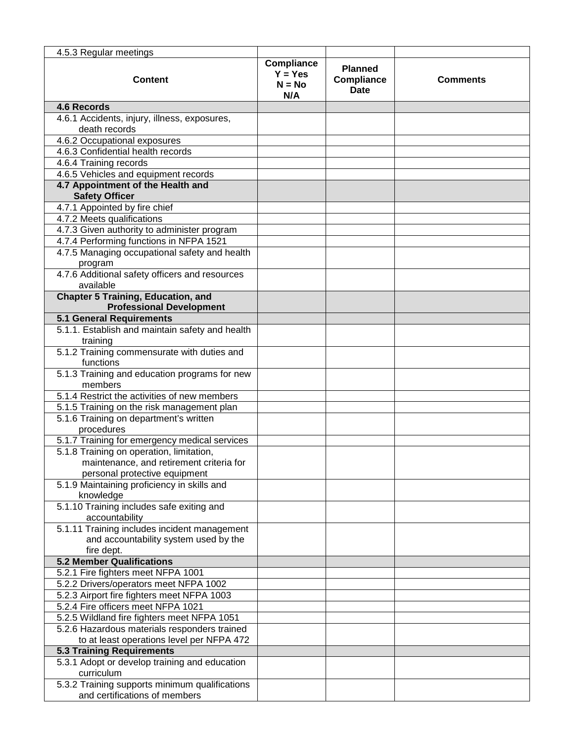| 4.5.3 Regular meetings | | | |
|---|---|---|---|
| **Content** | **Compliance Y = Yes N = No N/A** | **Planned Compliance Date** | **Comments** |
| **4.6 Records** | | | |
| 4.6.1 Accidents, injury, illness, exposures, death records | | | |
| 4.6.2 Occupational exposures | | | |
| 4.6.3 Confidential health records | | | |
| 4.6.4 Training records | | | |
| 4.6.5 Vehicles and equipment records | | | |
| **4.7 Appointment of the Health and Safety Officer** | | | |
| 4.7.1 Appointed by fire chief | | | |
| 4.7.2 Meets qualifications | | | |
| 4.7.3 Given authority to administer program | | | |
| 4.7.4 Performing functions in NFPA 1521 | | | |
| 4.7.5 Managing occupational safety and health program | | | |
| 4.7.6 Additional safety officers and resources available | | | |
| **Chapter 5 Training, Education, and Professional Development** | | | |
| **5.1 General Requirements** | | | |
| 5.1.1. Establish and maintain safety and health training | | | |
| 5.1.2 Training commensurate with duties and functions | | | |
| 5.1.3 Training and education programs for new members | | | |
| 5.1.4 Restrict the activities of new members | | | |
| 5.1.5 Training on the risk management plan | | | |
| 5.1.6 Training on department's written procedures | | | |
| 5.1.7 Training for emergency medical services | | | |
| 5.1.8 Training on operation, limitation, maintenance, and retirement criteria for personal protective equipment | | | |
| 5.1.9 Maintaining proficiency in skills and knowledge | | | |
| 5.1.10 Training includes safe exiting and accountability | | | |
| 5.1.11 Training includes incident management and accountability system used by the fire dept. | | | |
| **5.2 Member Qualifications** | | | |
| 5.2.1 Fire fighters meet NFPA 1001 | | | |
| 5.2.2 Drivers/operators meet NFPA 1002 | | | |
| 5.2.3 Airport fire fighters meet NFPA 1003 | | | |
| 5.2.4 Fire officers meet NFPA 1021 | | | |
| 5.2.5 Wildland fire fighters meet NFPA 1051 | | | |
| 5.2.6 Hazardous materials responders trained to at least operations level per NFPA 472 | | | |
| **5.3 Training Requirements** | | | |
| 5.3.1 Adopt or develop training and education curriculum | | | |
| 5.3.2 Training supports minimum qualifications and certifications of members | | | |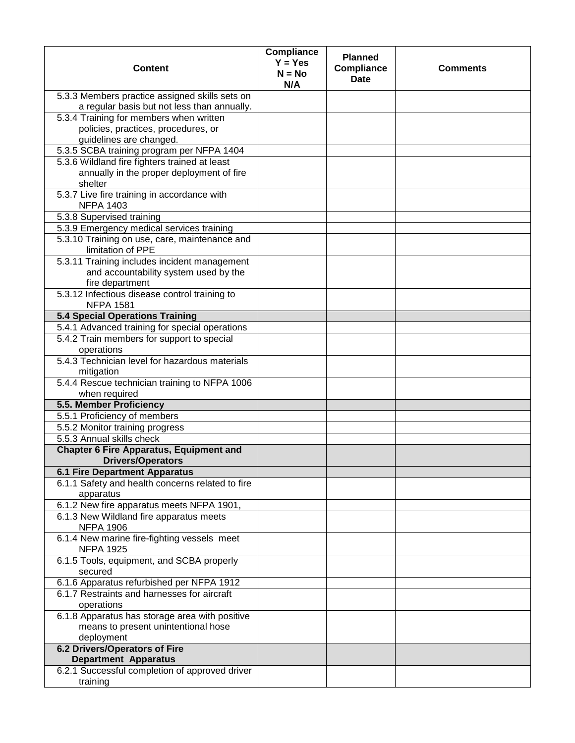| Content | Compliance Y = Yes N = No N/A | Planned Compliance Date | Comments |
|---|---|---|---|
| 5.3.3 Members practice assigned skills sets on a regular basis but not less than annually. | | | |
| 5.3.4 Training for members when written policies, practices, procedures, or guidelines are changed. | | | |
| 5.3.5 SCBA training program per NFPA 1404 | | | |
| 5.3.6 Wildland fire fighters trained at least annually in the proper deployment of fire shelter | | | |
| 5.3.7 Live fire training in accordance with NFPA 1403 | | | |
| 5.3.8 Supervised training | | | |
| 5.3.9 Emergency medical services training | | | |
| 5.3.10 Training on use, care, maintenance and limitation of PPE | | | |
| 5.3.11 Training includes incident management and accountability system used by the fire department | | | |
| 5.3.12 Infectious disease control training to NFPA 1581 | | | |
| **5.4 Special Operations Training** | | | |
| 5.4.1 Advanced training for special operations | | | |
| 5.4.2 Train members for support to special operations | | | |
| 5.4.3 Technician level for hazardous materials mitigation | | | |
| 5.4.4 Rescue technician training to NFPA 1006 when required | | | |
| **5.5. Member Proficiency** | | | |
| 5.5.1 Proficiency of members | | | |
| 5.5.2 Monitor training progress | | | |
| 5.5.3 Annual skills check | | | |
| **Chapter 6 Fire Apparatus, Equipment and Drivers/Operators** | | | |
| **6.1 Fire Department Apparatus** | | | |
| 6.1.1 Safety and health concerns related to fire apparatus | | | |
| 6.1.2 New fire apparatus meets NFPA 1901, | | | |
| 6.1.3 New Wildland fire apparatus meets NFPA 1906 | | | |
| 6.1.4 New marine fire-fighting vessels meet NFPA 1925 | | | |
| 6.1.5 Tools, equipment, and SCBA properly secured | | | |
| 6.1.6 Apparatus refurbished per NFPA 1912 | | | |
| 6.1.7 Restraints and harnesses for aircraft operations | | | |
| 6.1.8 Apparatus has storage area with positive means to present unintentional hose deployment | | | |
| **6.2 Drivers/Operators of Fire Department Apparatus** | | | |
| 6.2.1 Successful completion of approved driver training | | | |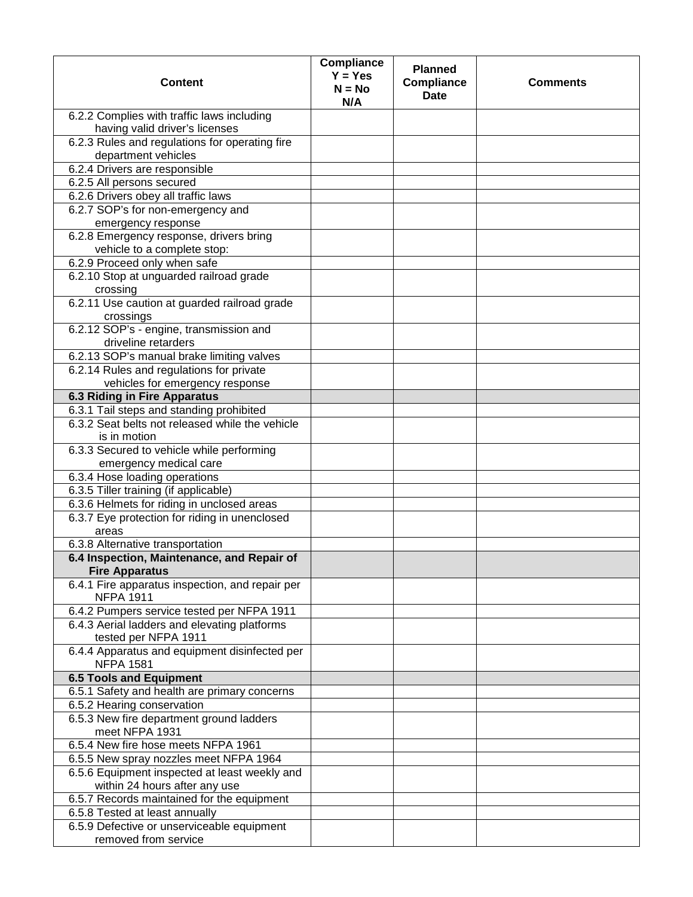| Content | Compliance Y = Yes N = No N/A | Planned Compliance Date | Comments |
|---|---|---|---|
| 6.2.2 Complies with traffic laws including having valid driver's licenses | | | |
| 6.2.3 Rules and regulations for operating fire department vehicles | | | |
| 6.2.4 Drivers are responsible | | | |
| 6.2.5 All persons secured | | | |
| 6.2.6 Drivers obey all traffic laws | | | |
| 6.2.7 SOP's for non-emergency and emergency response | | | |
| 6.2.8 Emergency response, drivers bring vehicle to a complete stop: | | | |
| 6.2.9 Proceed only when safe | | | |
| 6.2.10 Stop at unguarded railroad grade crossing | | | |
| 6.2.11 Use caution at guarded railroad grade crossings | | | |
| 6.2.12 SOP's - engine, transmission and driveline retarders | | | |
| 6.2.13 SOP's manual brake limiting valves | | | |
| 6.2.14 Rules and regulations for private vehicles for emergency response | | | |
| **6.3 Riding in Fire Apparatus** | | | |
| 6.3.1 Tail steps and standing prohibited | | | |
| 6.3.2 Seat belts not released while the vehicle is in motion | | | |
| 6.3.3 Secured to vehicle while performing emergency medical care | | | |
| 6.3.4 Hose loading operations | | | |
| 6.3.5 Tiller training (if applicable) | | | |
| 6.3.6 Helmets for riding in unclosed areas | | | |
| 6.3.7 Eye protection for riding in unenclosed areas | | | |
| 6.3.8 Alternative transportation | | | |
| **6.4 Inspection, Maintenance, and Repair of Fire Apparatus** | | | |
| 6.4.1 Fire apparatus inspection, and repair per NFPA 1911 | | | |
| 6.4.2 Pumpers service tested per NFPA 1911 | | | |
| 6.4.3 Aerial ladders and elevating platforms tested per NFPA 1911 | | | |
| 6.4.4 Apparatus and equipment disinfected per NFPA 1581 | | | |
| **6.5 Tools and Equipment** | | | |
| 6.5.1 Safety and health are primary concerns | | | |
| 6.5.2 Hearing conservation | | | |
| 6.5.3 New fire department ground ladders meet NFPA 1931 | | | |
| 6.5.4 New fire hose meets NFPA 1961 | | | |
| 6.5.5 New spray nozzles meet NFPA 1964 | | | |
| 6.5.6 Equipment inspected at least weekly and within 24 hours after any use | | | |
| 6.5.7 Records maintained for the equipment | | | |
| 6.5.8 Tested at least annually | | | |
| 6.5.9 Defective or unserviceable equipment removed from service | | | |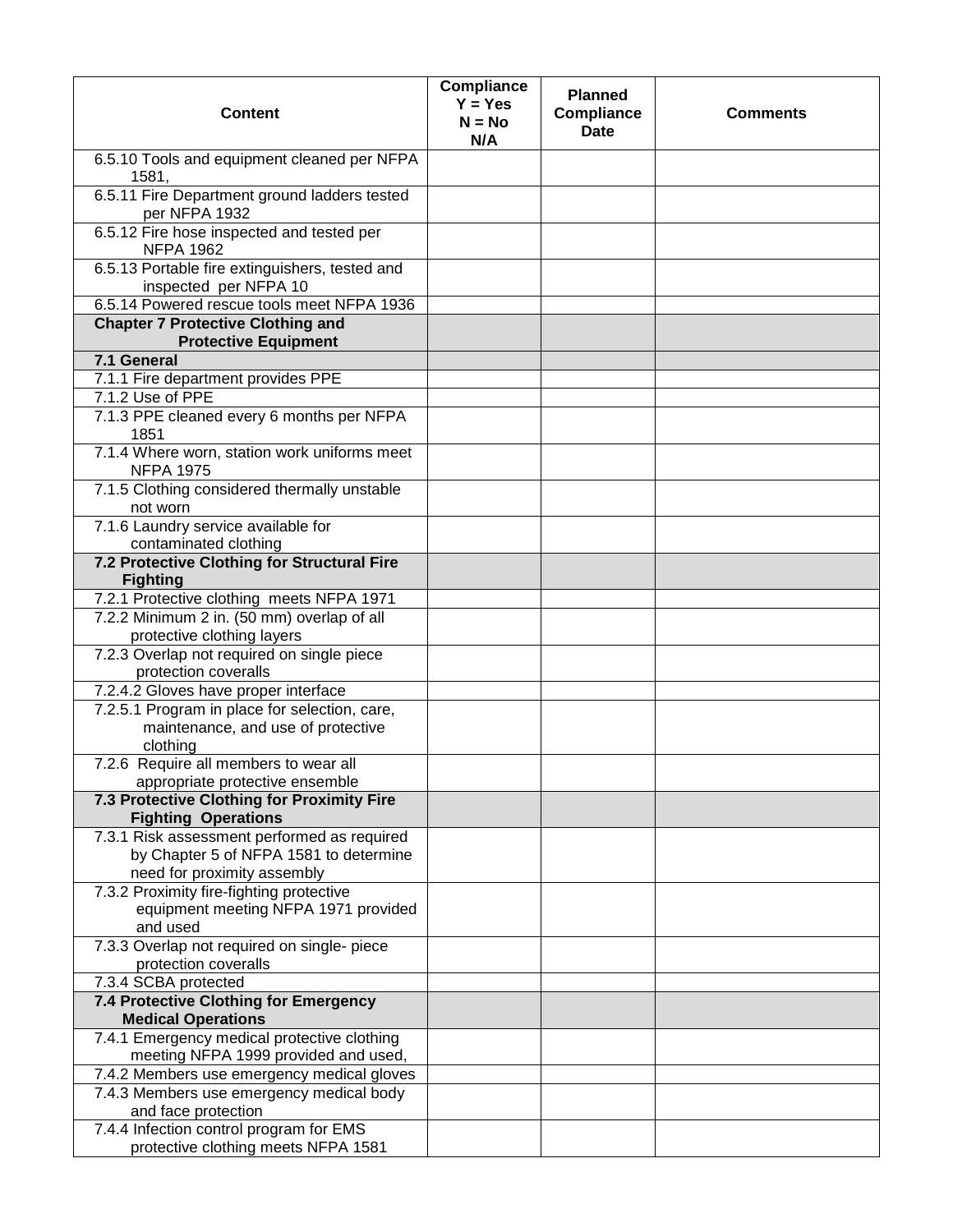| Content | Compliance Y = Yes N = No N/A | Planned Compliance Date | Comments |
|---|---|---|---|
| 6.5.10 Tools and equipment cleaned per NFPA 1581, | | | |
| 6.5.11 Fire Department ground ladders tested per NFPA 1932 | | | |
| 6.5.12 Fire hose inspected and tested per NFPA 1962 | | | |
| 6.5.13 Portable fire extinguishers, tested and inspected per NFPA 10 | | | |
| 6.5.14 Powered rescue tools meet NFPA 1936 | | | |
| **Chapter 7 Protective Clothing and Protective Equipment** | | | |
| **7.1 General** | | | |
| 7.1.1 Fire department provides PPE | | | |
| 7.1.2 Use of PPE | | | |
| 7.1.3 PPE cleaned every 6 months per NFPA 1851 | | | |
| 7.1.4 Where worn, station work uniforms meet NFPA 1975 | | | |
| 7.1.5 Clothing considered thermally unstable not worn | | | |
| 7.1.6 Laundry service available for contaminated clothing | | | |
| **7.2 Protective Clothing for Structural Fire Fighting** | | | |
| 7.2.1 Protective clothing meets NFPA 1971 | | | |
| 7.2.2 Minimum 2 in. (50 mm) overlap of all protective clothing layers | | | |
| 7.2.3 Overlap not required on single piece protection coveralls | | | |
| 7.2.4.2 Gloves have proper interface | | | |
| 7.2.5.1 Program in place for selection, care, maintenance, and use of protective clothing | | | |
| 7.2.6 Require all members to wear all appropriate protective ensemble | | | |
| **7.3 Protective Clothing for Proximity Fire Fighting Operations** | | | |
| 7.3.1 Risk assessment performed as required by Chapter 5 of NFPA 1581 to determine need for proximity assembly | | | |
| 7.3.2 Proximity fire-fighting protective equipment meeting NFPA 1971 provided and used | | | |
| 7.3.3 Overlap not required on single- piece protection coveralls | | | |
| 7.3.4 SCBA protected | | | |
| **7.4 Protective Clothing for Emergency Medical Operations** | | | |
| 7.4.1 Emergency medical protective clothing meeting NFPA 1999 provided and used, | | | |
| 7.4.2 Members use emergency medical gloves | | | |
| 7.4.3 Members use emergency medical body and face protection | | | |
| 7.4.4 Infection control program for EMS protective clothing meets NFPA 1581 | | | |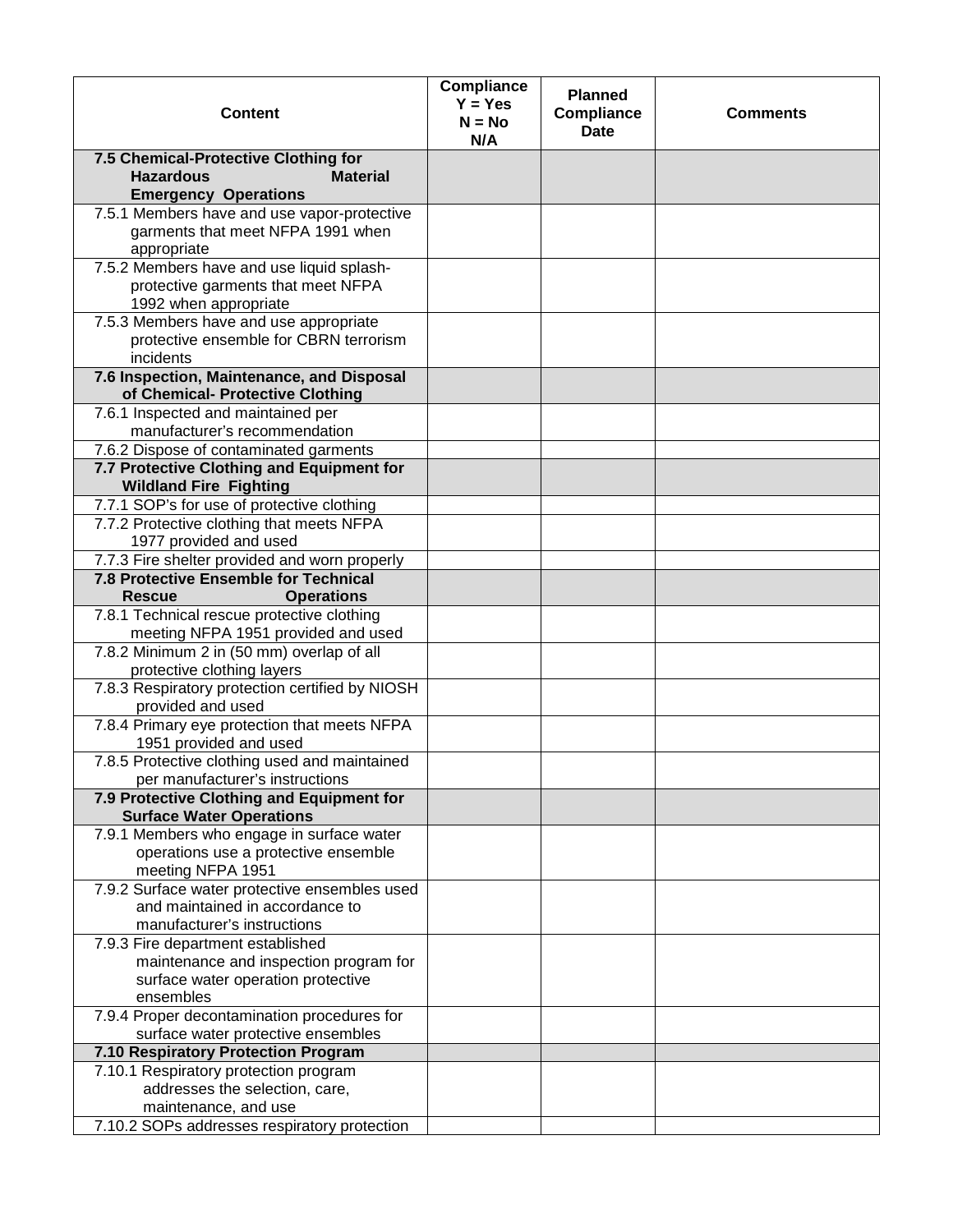| Content | Compliance Y = Yes N = No N/A | Planned Compliance Date | Comments |
|---|---|---|---|
| **7.5 Chemical-Protective Clothing for Hazardous Material Emergency Operations** | | | |
| 7.5.1 Members have and use vapor-protective garments that meet NFPA 1991 when appropriate | | | |
| 7.5.2 Members have and use liquid splash-protective garments that meet NFPA 1992 when appropriate | | | |
| 7.5.3 Members have and use appropriate protective ensemble for CBRN terrorism incidents | | | |
| **7.6 Inspection, Maintenance, and Disposal of Chemical- Protective Clothing** | | | |
| 7.6.1 Inspected and maintained per manufacturer's recommendation | | | |
| 7.6.2 Dispose of contaminated garments | | | |
| **7.7 Protective Clothing and Equipment for Wildland Fire Fighting** | | | |
| 7.7.1 SOP's for use of protective clothing | | | |
| 7.7.2 Protective clothing that meets NFPA 1977 provided and used | | | |
| 7.7.3 Fire shelter provided and worn properly | | | |
| **7.8 Protective Ensemble for Technical Rescue Operations** | | | |
| 7.8.1 Technical rescue protective clothing meeting NFPA 1951 provided and used | | | |
| 7.8.2 Minimum 2 in (50 mm) overlap of all protective clothing layers | | | |
| 7.8.3 Respiratory protection certified by NIOSH provided and used | | | |
| 7.8.4 Primary eye protection that meets NFPA 1951 provided and used | | | |
| 7.8.5 Protective clothing used and maintained per manufacturer's instructions | | | |
| **7.9 Protective Clothing and Equipment for Surface Water Operations** | | | |
| 7.9.1 Members who engage in surface water operations use a protective ensemble meeting NFPA 1951 | | | |
| 7.9.2 Surface water protective ensembles used and maintained in accordance to manufacturer's instructions | | | |
| 7.9.3 Fire department established maintenance and inspection program for surface water operation protective ensembles | | | |
| 7.9.4 Proper decontamination procedures for surface water protective ensembles | | | |
| **7.10 Respiratory Protection Program** | | | |
| 7.10.1 Respiratory protection program addresses the selection, care, maintenance, and use | | | |
| 7.10.2 SOPs addresses respiratory protection | | | |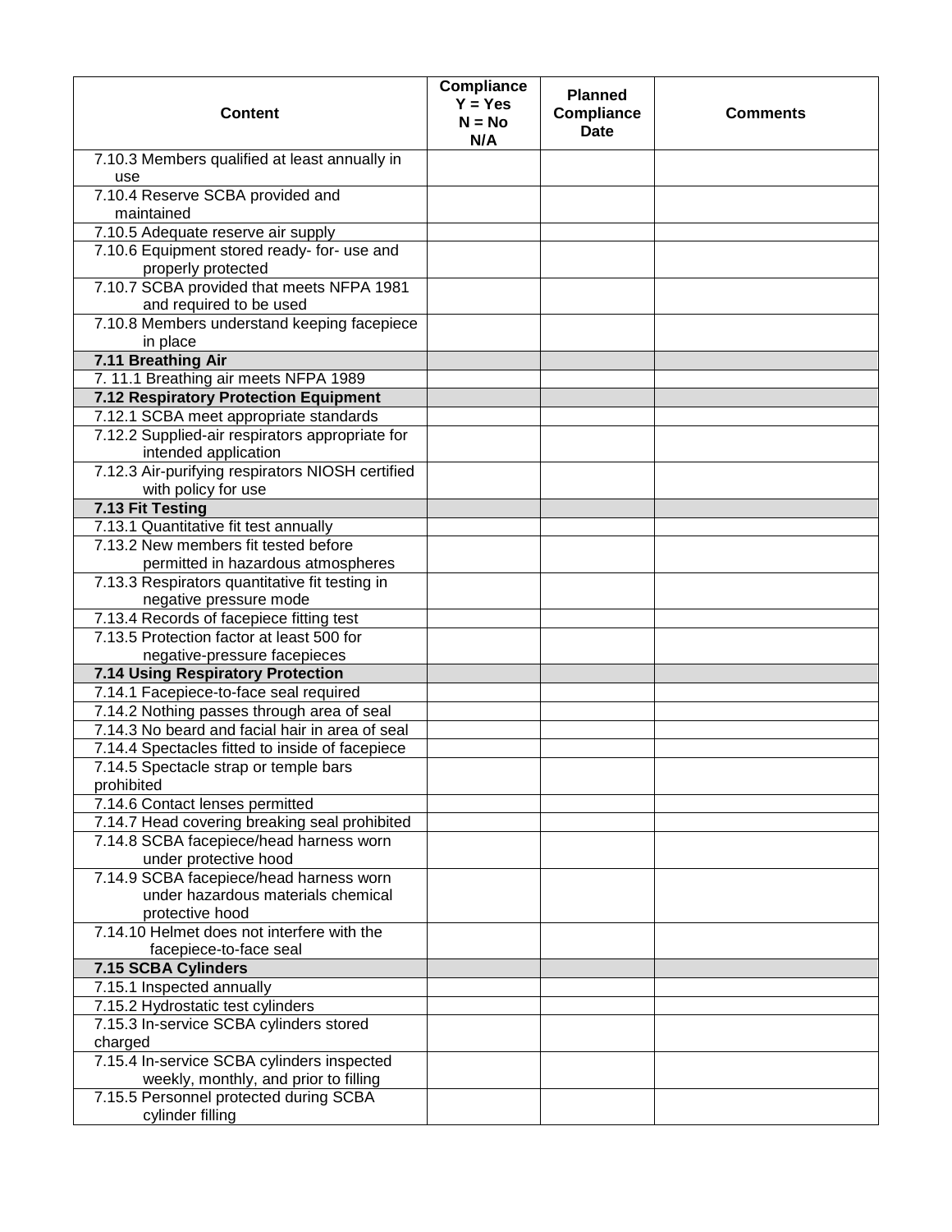| Content | Compliance Y = Yes N = No N/A | Planned Compliance Date | Comments |
|---|---|---|---|
| 7.10.3 Members qualified at least annually in use | | | |
| 7.10.4 Reserve SCBA provided and maintained | | | |
| 7.10.5 Adequate reserve air supply | | | |
| 7.10.6 Equipment stored ready- for- use and properly protected | | | |
| 7.10.7 SCBA provided that meets NFPA 1981 and required to be used | | | |
| 7.10.8 Members understand keeping facepiece in place | | | |
| **7.11 Breathing Air** | | | |
| 7. 11.1 Breathing air meets NFPA 1989 | | | |
| **7.12 Respiratory Protection Equipment** | | | |
| 7.12.1 SCBA meet appropriate standards | | | |
| 7.12.2 Supplied-air respirators appropriate for intended application | | | |
| 7.12.3 Air-purifying respirators NIOSH certified with policy for use | | | |
| **7.13 Fit Testing** | | | |
| 7.13.1 Quantitative fit test annually | | | |
| 7.13.2 New members fit tested before permitted in hazardous atmospheres | | | |
| 7.13.3 Respirators quantitative fit testing in negative pressure mode | | | |
| 7.13.4 Records of facepiece fitting test | | | |
| 7.13.5 Protection factor at least 500 for negative-pressure facepieces | | | |
| **7.14 Using Respiratory Protection** | | | |
| 7.14.1 Facepiece-to-face seal required | | | |
| 7.14.2 Nothing passes through area of seal | | | |
| 7.14.3 No beard and facial hair in area of seal | | | |
| 7.14.4 Spectacles fitted to inside of facepiece | | | |
| 7.14.5 Spectacle strap or temple bars prohibited | | | |
| 7.14.6 Contact lenses permitted | | | |
| 7.14.7 Head covering breaking seal prohibited | | | |
| 7.14.8 SCBA facepiece/head harness worn under protective hood | | | |
| 7.14.9 SCBA facepiece/head harness worn under hazardous materials chemical protective hood | | | |
| 7.14.10 Helmet does not interfere with the facepiece-to-face seal | | | |
| **7.15 SCBA Cylinders** | | | |
| 7.15.1 Inspected annually | | | |
| 7.15.2 Hydrostatic test cylinders | | | |
| 7.15.3 In-service SCBA cylinders stored charged | | | |
| 7.15.4 In-service SCBA cylinders inspected weekly, monthly, and prior to filling | | | |
| 7.15.5 Personnel protected during SCBA cylinder filling | | | |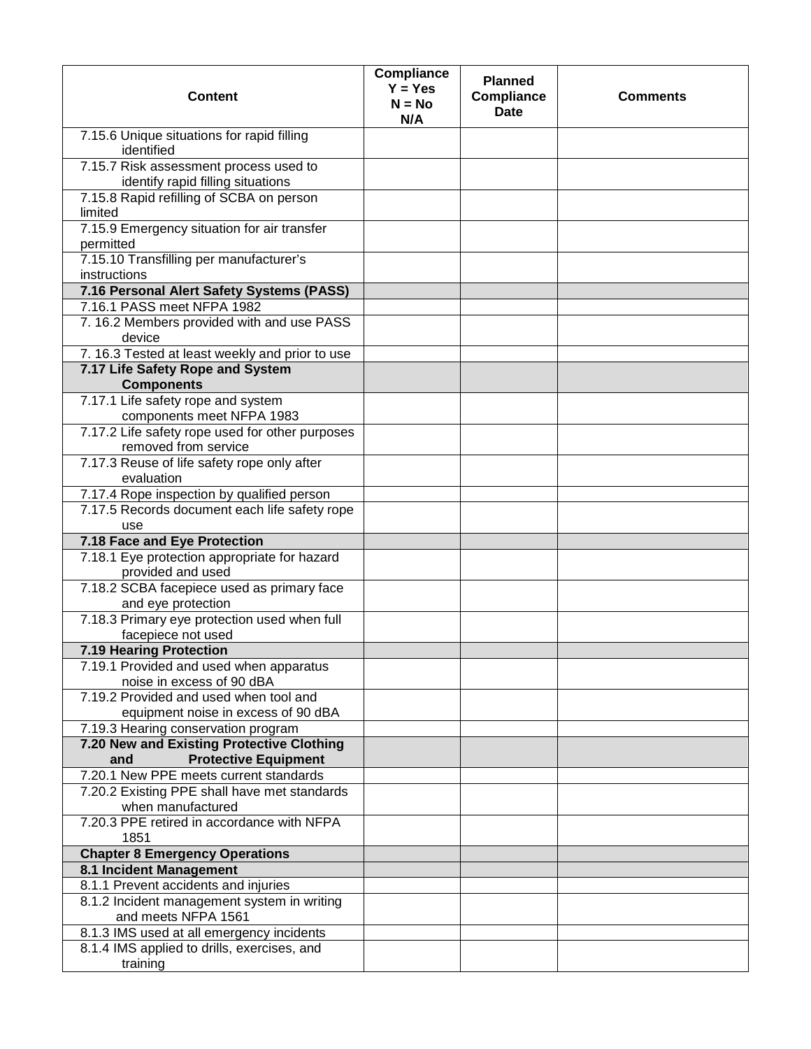| Content | Compliance<br>Y = Yes<br>N = No<br>N/A | Planned Compliance Date | Comments |
|---|---|---|---|
| 7.15.6 Unique situations for rapid filling identified | | | |
| 7.15.7 Risk assessment process used to identify rapid filling situations | | | |
| 7.15.8 Rapid refilling of SCBA on person limited | | | |
| 7.15.9 Emergency situation for air transfer permitted | | | |
| 7.15.10 Transfilling per manufacturer's instructions | | | |
| **7.16 Personal Alert Safety Systems (PASS)** | | | |
| 7.16.1 PASS meet NFPA 1982 | | | |
| 7. 16.2 Members provided with and use PASS device | | | |
| 7. 16.3 Tested at least weekly and prior to use | | | |
| **7.17 Life Safety Rope and System Components** | | | |
| 7.17.1 Life safety rope and system components meet NFPA 1983 | | | |
| 7.17.2 Life safety rope used for other purposes removed from service | | | |
| 7.17.3 Reuse of life safety rope only after evaluation | | | |
| 7.17.4 Rope inspection by qualified person | | | |
| 7.17.5 Records document each life safety rope use | | | |
| **7.18 Face and Eye Protection** | | | |
| 7.18.1 Eye protection appropriate for hazard provided and used | | | |
| 7.18.2 SCBA facepiece used as primary face and eye protection | | | |
| 7.18.3 Primary eye protection used when full facepiece not used | | | |
| **7.19 Hearing Protection** | | | |
| 7.19.1 Provided and used when apparatus noise in excess of 90 dBA | | | |
| 7.19.2 Provided and used when tool and equipment noise in excess of 90 dBA | | | |
| 7.19.3 Hearing conservation program | | | |
| **7.20 New and Existing Protective Clothing and Protective Equipment** | | | |
| 7.20.1 New PPE meets current standards | | | |
| 7.20.2 Existing PPE shall have met standards when manufactured | | | |
| 7.20.3 PPE retired in accordance with NFPA 1851 | | | |
| **Chapter 8 Emergency Operations** | | | |
| **8.1 Incident Management** | | | |
| 8.1.1 Prevent accidents and injuries | | | |
| 8.1.2 Incident management system in writing and meets NFPA 1561 | | | |
| 8.1.3 IMS used at all emergency incidents | | | |
| 8.1.4 IMS applied to drills, exercises, and training | | | |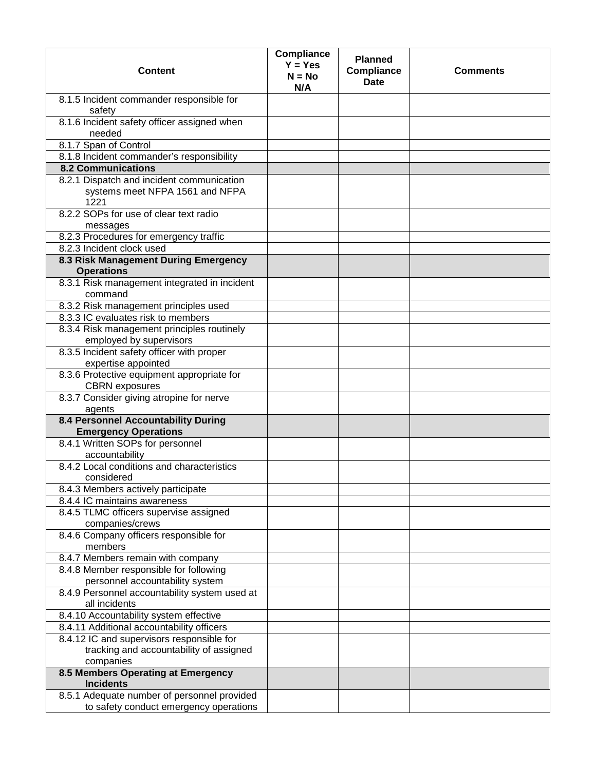| Content | Compliance Y = Yes N = No N/A | Planned Compliance Date | Comments |
|---|---|---|---|
| 8.1.5 Incident commander responsible for safety | | | |
| 8.1.6 Incident safety officer assigned when needed | | | |
| 8.1.7 Span of Control | | | |
| 8.1.8 Incident commander's responsibility | | | |
| **8.2 Communications** | | | |
| 8.2.1 Dispatch and incident communication systems meet NFPA 1561 and NFPA 1221 | | | |
| 8.2.2 SOPs for use of clear text radio messages | | | |
| 8.2.3 Procedures for emergency traffic | | | |
| 8.2.3 Incident clock used | | | |
| **8.3 Risk Management During Emergency Operations** | | | |
| 8.3.1 Risk management integrated in incident command | | | |
| 8.3.2 Risk management principles used | | | |
| 8.3.3 IC evaluates risk to members | | | |
| 8.3.4 Risk management principles routinely employed by supervisors | | | |
| 8.3.5 Incident safety officer with proper expertise appointed | | | |
| 8.3.6 Protective equipment appropriate for CBRN exposures | | | |
| 8.3.7 Consider giving atropine for nerve agents | | | |
| **8.4 Personnel Accountability During Emergency Operations** | | | |
| 8.4.1 Written SOPs for personnel accountability | | | |
| 8.4.2 Local conditions and characteristics considered | | | |
| 8.4.3 Members actively participate | | | |
| 8.4.4 IC maintains awareness | | | |
| 8.4.5 TLMC officers supervise assigned companies/crews | | | |
| 8.4.6 Company officers responsible for members | | | |
| 8.4.7 Members remain with company | | | |
| 8.4.8 Member responsible for following personnel accountability system | | | |
| 8.4.9 Personnel accountability system used at all incidents | | | |
| 8.4.10 Accountability system effective | | | |
| 8.4.11 Additional accountability officers | | | |
| 8.4.12 IC and supervisors responsible for tracking and accountability of assigned companies | | | |
| **8.5 Members Operating at Emergency Incidents** | | | |
| 8.5.1 Adequate number of personnel provided to safety conduct emergency operations | | | |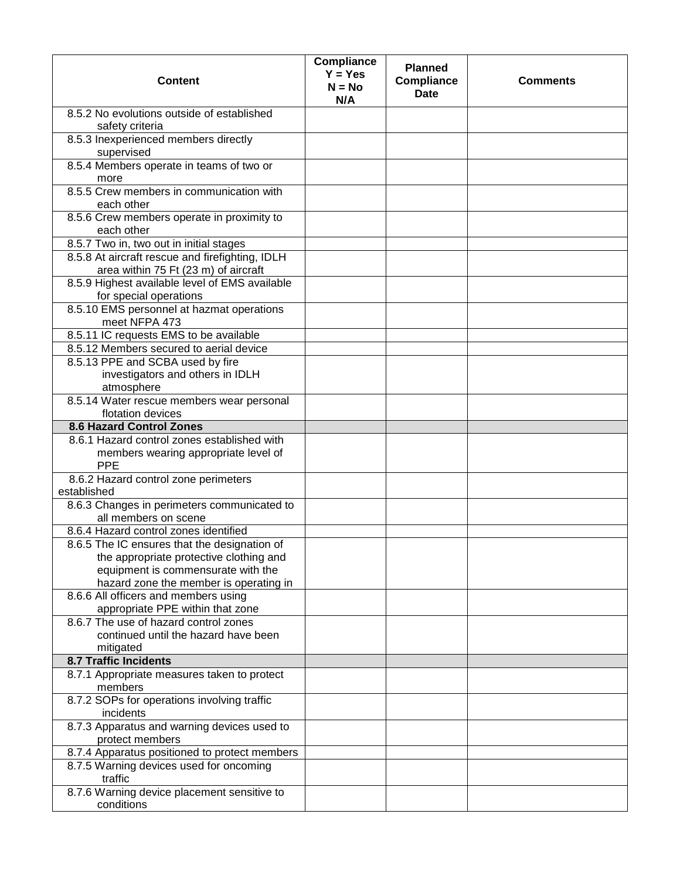| Content | Compliance Y = Yes N = No N/A | Planned Compliance Date | Comments |
|---|---|---|---|
| 8.5.2 No evolutions outside of established safety criteria | | | |
| 8.5.3 Inexperienced members directly supervised | | | |
| 8.5.4 Members operate in teams of two or more | | | |
| 8.5.5 Crew members in communication with each other | | | |
| 8.5.6 Crew members operate in proximity to each other | | | |
| 8.5.7 Two in, two out in initial stages | | | |
| 8.5.8 At aircraft rescue and firefighting, IDLH area within 75 Ft (23 m) of aircraft | | | |
| 8.5.9 Highest available level of EMS available for special operations | | | |
| 8.5.10 EMS personnel at hazmat operations meet NFPA 473 | | | |
| 8.5.11 IC requests EMS to be available | | | |
| 8.5.12 Members secured to aerial device | | | |
| 8.5.13 PPE and SCBA used by fire investigators and others in IDLH atmosphere | | | |
| 8.5.14 Water rescue members wear personal flotation devices | | | |
| **8.6 Hazard Control Zones** | | | |
| 8.6.1 Hazard control zones established with members wearing appropriate level of PPE | | | |
| 8.6.2 Hazard control zone perimeters established | | | |
| 8.6.3 Changes in perimeters communicated to all members on scene | | | |
| 8.6.4 Hazard control zones identified | | | |
| 8.6.5 The IC ensures that the designation of the appropriate protective clothing and equipment is commensurate with the hazard zone the member is operating in | | | |
| 8.6.6 All officers and members using appropriate PPE within that zone | | | |
| 8.6.7 The use of hazard control zones continued until the hazard have been mitigated | | | |
| **8.7 Traffic Incidents** | | | |
| 8.7.1 Appropriate measures taken to protect members | | | |
| 8.7.2 SOPs for operations involving traffic incidents | | | |
| 8.7.3 Apparatus and warning devices used to protect members | | | |
| 8.7.4 Apparatus positioned to protect members | | | |
| 8.7.5 Warning devices used for oncoming traffic | | | |
| 8.7.6 Warning device placement sensitive to conditions | | | |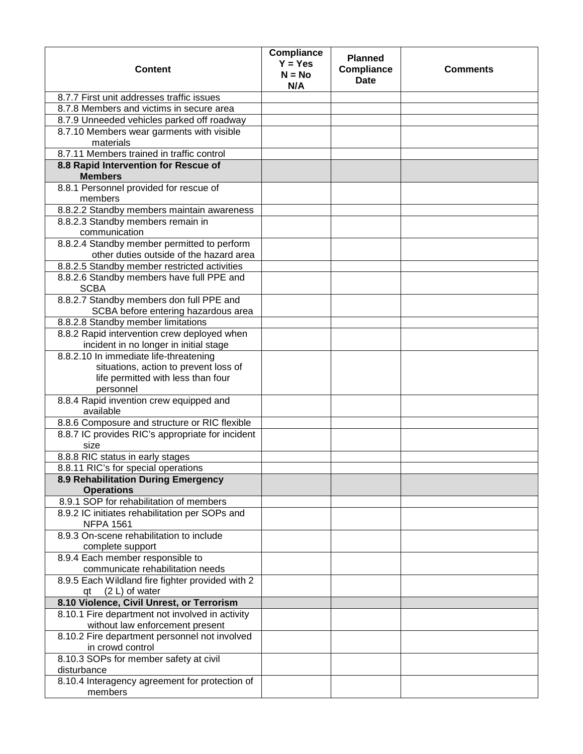| Content | Compliance Y = Yes N = No N/A | Planned Compliance Date | Comments |
|---|---|---|---|
| 8.7.7 First unit addresses traffic issues | | | |
| 8.7.8 Members and victims in secure area | | | |
| 8.7.9 Unneeded vehicles parked off roadway | | | |
| 8.7.10 Members wear garments with visible materials | | | |
| 8.7.11 Members trained in traffic control | | | |
| **8.8 Rapid Intervention for Rescue of Members** | | | |
| 8.8.1 Personnel provided for rescue of members | | | |
| 8.8.2.2 Standby members maintain awareness | | | |
| 8.8.2.3 Standby members remain in communication | | | |
| 8.8.2.4 Standby member permitted to perform other duties outside of the hazard area | | | |
| 8.8.2.5 Standby member restricted activities | | | |
| 8.8.2.6 Standby members have full PPE and SCBA | | | |
| 8.8.2.7 Standby members don full PPE and SCBA before entering hazardous area | | | |
| 8.8.2.8 Standby member limitations | | | |
| 8.8.2 Rapid intervention crew deployed when incident in no longer in initial stage | | | |
| 8.8.2.10 In immediate life-threatening situations, action to prevent loss of life permitted with less than four personnel | | | |
| 8.8.4 Rapid invention crew equipped and available | | | |
| 8.8.6 Composure and structure or RIC flexible | | | |
| 8.8.7 IC provides RIC's appropriate for incident size | | | |
| 8.8.8 RIC status in early stages | | | |
| 8.8.11 RIC's for special operations | | | |
| **8.9 Rehabilitation During Emergency Operations** | | | |
| 8.9.1 SOP for rehabilitation of members | | | |
| 8.9.2 IC initiates rehabilitation per SOPs and NFPA 1561 | | | |
| 8.9.3 On-scene rehabilitation to include complete support | | | |
| 8.9.4 Each member responsible to communicate rehabilitation needs | | | |
| 8.9.5 Each Wildland fire fighter provided with 2 qt (2 L) of water | | | |
| **8.10 Violence, Civil Unrest, or Terrorism** | | | |
| 8.10.1 Fire department not involved in activity without law enforcement present | | | |
| 8.10.2 Fire department personnel not involved in crowd control | | | |
| 8.10.3 SOPs for member safety at civil disturbance | | | |
| 8.10.4 Interagency agreement for protection of members | | | |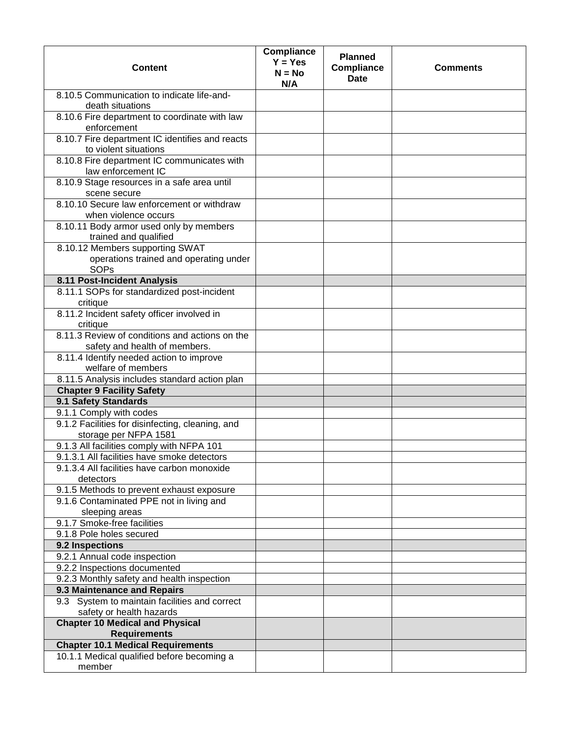| Content | Compliance<br>Y = Yes<br>N = No<br>N/A | Planned Compliance Date | Comments |
|---|---|---|---|
| 8.10.5 Communication to indicate life-and-death situations | | | |
| 8.10.6 Fire department to coordinate with law enforcement | | | |
| 8.10.7 Fire department IC identifies and reacts to violent situations | | | |
| 8.10.8 Fire department IC communicates with law enforcement IC | | | |
| 8.10.9 Stage resources in a safe area until scene secure | | | |
| 8.10.10 Secure law enforcement or withdraw when violence occurs | | | |
| 8.10.11 Body armor used only by members trained and qualified | | | |
| 8.10.12 Members supporting SWAT operations trained and operating under SOPs | | | |
| **8.11 Post-Incident Analysis** | | | |
| 8.11.1 SOPs for standardized post-incident critique | | | |
| 8.11.2 Incident safety officer involved in critique | | | |
| 8.11.3 Review of conditions and actions on the safety and health of members. | | | |
| 8.11.4 Identify needed action to improve welfare of members | | | |
| 8.11.5 Analysis includes standard action plan | | | |
| **Chapter 9 Facility Safety** | | | |
| **9.1 Safety Standards** | | | |
| 9.1.1 Comply with codes | | | |
| 9.1.2 Facilities for disinfecting, cleaning, and storage per NFPA 1581 | | | |
| 9.1.3 All facilities comply with NFPA 101 | | | |
| 9.1.3.1 All facilities have smoke detectors | | | |
| 9.1.3.4 All facilities have carbon monoxide detectors | | | |
| 9.1.5 Methods to prevent exhaust exposure | | | |
| 9.1.6 Contaminated PPE not in living and sleeping areas | | | |
| 9.1.7 Smoke-free facilities | | | |
| 9.1.8 Pole holes secured | | | |
| **9.2 Inspections** | | | |
| 9.2.1 Annual code inspection | | | |
| 9.2.2 Inspections documented | | | |
| 9.2.3 Monthly safety and health inspection | | | |
| **9.3 Maintenance and Repairs** | | | |
| 9.3 System to maintain facilities and correct safety or health hazards | | | |
| **Chapter 10 Medical and Physical Requirements** | | | |
| **Chapter 10.1 Medical Requirements** | | | |
| 10.1.1 Medical qualified before becoming a member | | | |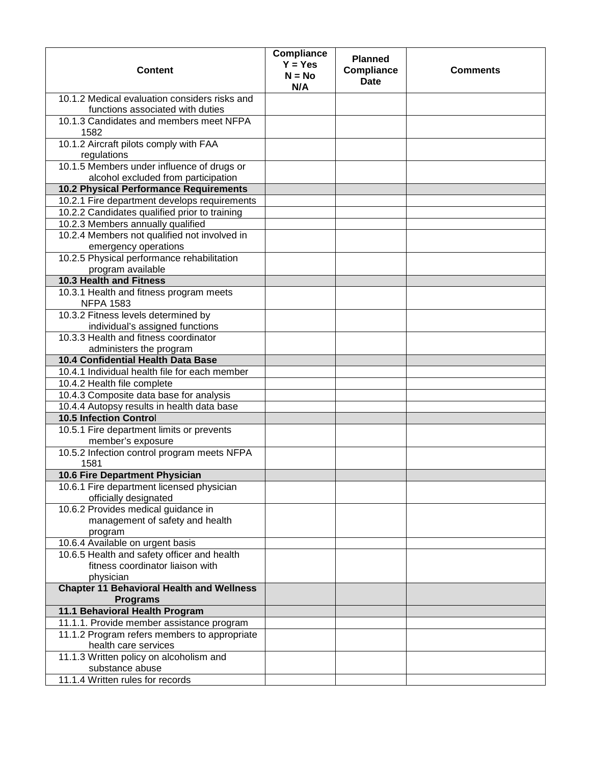| Content | Compliance Y = Yes N = No N/A | Planned Compliance Date | Comments |
|---|---|---|---|
| 10.1.2 Medical evaluation considers risks and functions associated with duties | | | |
| 10.1.3 Candidates and members meet NFPA 1582 | | | |
| 10.1.2 Aircraft pilots comply with FAA regulations | | | |
| 10.1.5 Members under influence of drugs or alcohol excluded from participation | | | |
| **10.2 Physical Performance Requirements** | | | |
| 10.2.1 Fire department develops requirements | | | |
| 10.2.2 Candidates qualified prior to training | | | |
| 10.2.3 Members annually qualified | | | |
| 10.2.4 Members not qualified not involved in emergency operations | | | |
| 10.2.5 Physical performance rehabilitation program available | | | |
| **10.3 Health and Fitness** | | | |
| 10.3.1 Health and fitness program meets NFPA 1583 | | | |
| 10.3.2 Fitness levels determined by individual's assigned functions | | | |
| 10.3.3 Health and fitness coordinator administers the program | | | |
| **10.4 Confidential Health Data Base** | | | |
| 10.4.1 Individual health file for each member | | | |
| 10.4.2 Health file complete | | | |
| 10.4.3 Composite data base for analysis | | | |
| 10.4.4 Autopsy results in health data base | | | |
| **10.5 Infection Control** | | | |
| 10.5.1 Fire department limits or prevents member's exposure | | | |
| 10.5.2 Infection control program meets NFPA 1581 | | | |
| **10.6 Fire Department Physician** | | | |
| 10.6.1 Fire department licensed physician officially designated | | | |
| 10.6.2 Provides medical guidance in management of safety and health program | | | |
| 10.6.4 Available on urgent basis | | | |
| 10.6.5 Health and safety officer and health fitness coordinator liaison with physician | | | |
| **Chapter 11 Behavioral Health and Wellness Programs** | | | |
| **11.1 Behavioral Health Program** | | | |
| 11.1.1. Provide member assistance program | | | |
| 11.1.2 Program refers members to appropriate health care services | | | |
| 11.1.3 Written policy on alcoholism and substance abuse | | | |
| 11.1.4 Written rules for records | | | |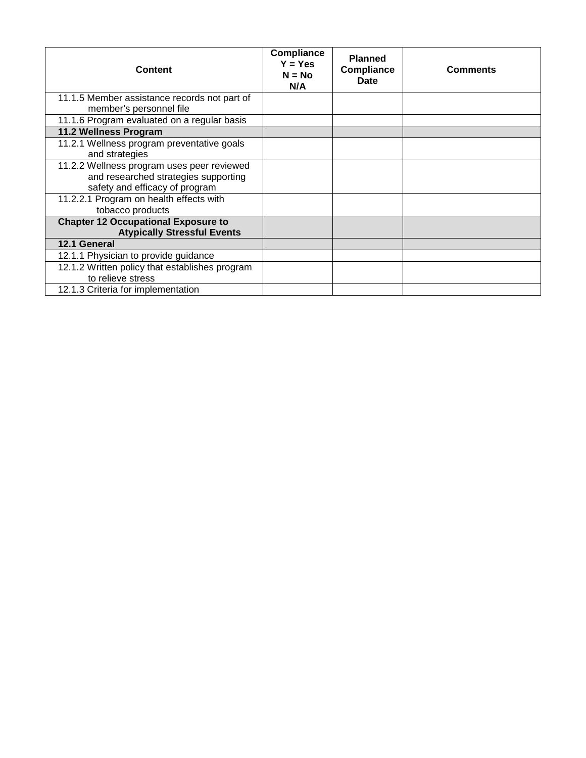| Content | Compliance Y = Yes N = No N/A | Planned Compliance Date | Comments |
| --- | --- | --- | --- |
| 11.1.5 Member assistance records not part of member's personnel file | | | |
| 11.1.6 Program evaluated on a regular basis | | | |
| **11.2 Wellness Program** | | | |
| 11.2.1 Wellness program preventative goals and strategies | | | |
| 11.2.2 Wellness program uses peer reviewed and researched strategies supporting safety and efficacy of program | | | |
| 11.2.2.1 Program on health effects with tobacco products | | | |
| **Chapter 12 Occupational Exposure to Atypically Stressful Events** | | | |
| **12.1 General** | | | |
| 12.1.1 Physician to provide guidance | | | |
| 12.1.2 Written policy that establishes program to relieve stress | | | |
| 12.1.3 Criteria for implementation | | | |